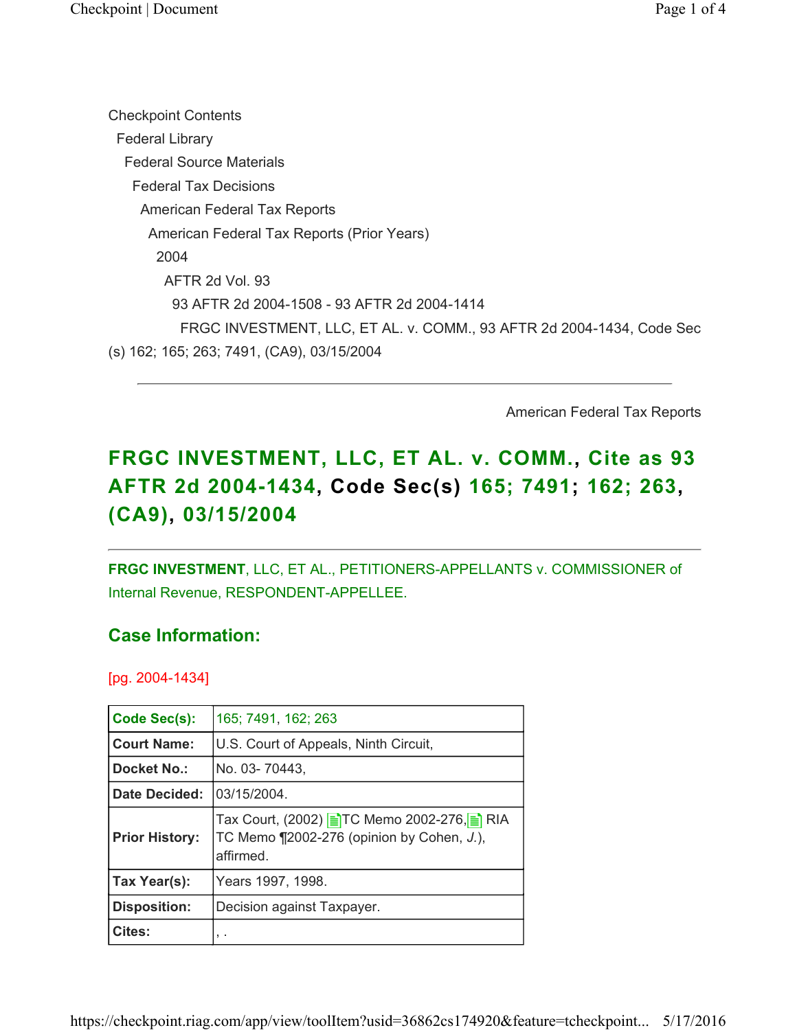Checkpoint Contents

Federal Library

Federal Source Materials

Federal Tax Decisions

American Federal Tax Reports

American Federal Tax Reports (Prior Years)

2004

AFTR 2d Vol. 93

93 AFTR 2d 2004-1508 - 93 AFTR 2d 2004-1414

FRGC INVESTMENT, LLC, ET AL. v. COMM., 93 AFTR 2d 2004-1434, Code Sec (s) 162; 165; 263; 7491, (CA9), 03/15/2004

---

American Federal Tax Reports

# FRGC INVESTMENT, LLC, ET AL. v. COMM., Cite as 93 AFTR 2d 2004-1434, Code Sec(s) 165; 7491; 162; 263, (CA9), 03/15/2004

---

**FRGC INVESTMENT**, LLC, ET AL., PETITIONERS-APPELLANTS v. COMMISSIONER of Internal Revenue, RESPONDENT-APPELLEE.

## Case Information:

[pg. 2004-1434]

| **Code Sec(s):** | 165; 7491, 162; 263 |
|---|---|
| **Court Name:** | U.S. Court of Appeals, Ninth Circuit, |
| **Docket No.:** | No. 03- 70443, |
| **Date Decided:** | 03/15/2004. |
| **Prior History:** | Tax Court, (2002) TC Memo 2002-276, RIA TC Memo ¶2002-276 (opinion by Cohen, *J.*), affirmed. |
| **Tax Year(s):** | Years 1997, 1998. |
| **Disposition:** | Decision against Taxpayer. |
| **Cites:** | , . |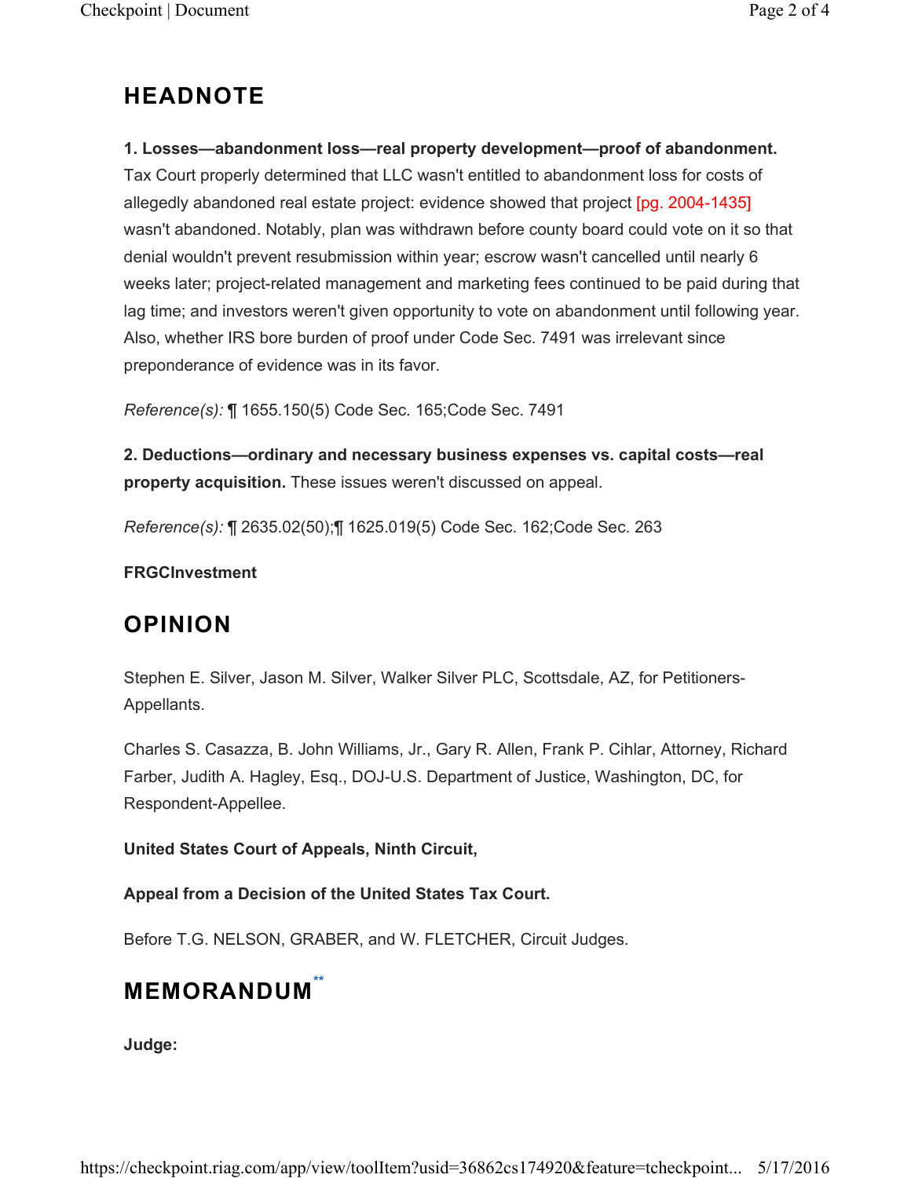# HEADNOTE

**1. Losses—abandonment loss—real property development—proof of abandonment.** Tax Court properly determined that LLC wasn't entitled to abandonment loss for costs of allegedly abandoned real estate project: evidence showed that project [pg. 2004-1435] wasn't abandoned. Notably, plan was withdrawn before county board could vote on it so that denial wouldn't prevent resubmission within year; escrow wasn't cancelled until nearly 6 weeks later; project-related management and marketing fees continued to be paid during that lag time; and investors weren't given opportunity to vote on abandonment until following year. Also, whether IRS bore burden of proof under Code Sec. 7491 was irrelevant since preponderance of evidence was in its favor.

*Reference(s):* ¶ 1655.150(5) Code Sec. 165;Code Sec. 7491

**2. Deductions—ordinary and necessary business expenses vs. capital costs—real property acquisition.** These issues weren't discussed on appeal.

*Reference(s):* ¶ 2635.02(50);¶ 1625.019(5) Code Sec. 162;Code Sec. 263

**FRGCInvestment**

# OPINION

Stephen E. Silver, Jason M. Silver, Walker Silver PLC, Scottsdale, AZ, for Petitioners-Appellants.

Charles S. Casazza, B. John Williams, Jr., Gary R. Allen, Frank P. Cihlar, Attorney, Richard Farber, Judith A. Hagley, Esq., DOJ-U.S. Department of Justice, Washington, DC, for Respondent-Appellee.

**United States Court of Appeals, Ninth Circuit,**

**Appeal from a Decision of the United States Tax Court.**

Before T.G. NELSON, GRABER, and W. FLETCHER, Circuit Judges.

# MEMORANDUM[**]

**Judge:**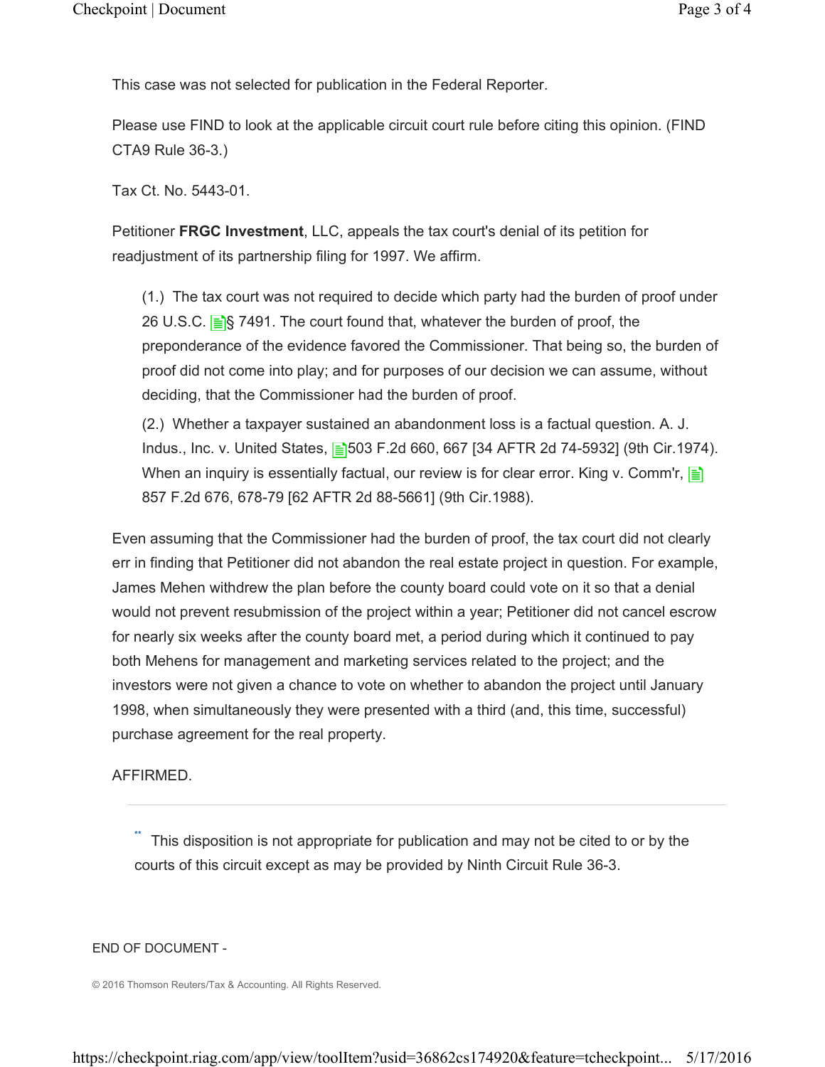This case was not selected for publication in the Federal Reporter.

Please use FIND to look at the applicable circuit court rule before citing this opinion. (FIND CTA9 Rule 36-3.)

Tax Ct. No. 5443-01.

Petitioner **FRGC Investment**, LLC, appeals the tax court's denial of its petition for readjustment of its partnership filing for 1997. We affirm.

> (1.) The tax court was not required to decide which party had the burden of proof under 26 U.S.C. § 7491. The court found that, whatever the burden of proof, the preponderance of the evidence favored the Commissioner. That being so, the burden of proof did not come into play; and for purposes of our decision we can assume, without deciding, that the Commissioner had the burden of proof.
>
> (2.) Whether a taxpayer sustained an abandonment loss is a factual question. A. J. Indus., Inc. v. United States, 503 F.2d 660, 667 [34 AFTR 2d 74-5932] (9th Cir.1974). When an inquiry is essentially factual, our review is for clear error. King v. Comm'r, 857 F.2d 676, 678-79 [62 AFTR 2d 88-5661] (9th Cir.1988).

Even assuming that the Commissioner had the burden of proof, the tax court did not clearly err in finding that Petitioner did not abandon the real estate project in question. For example, James Mehen withdrew the plan before the county board could vote on it so that a denial would not prevent resubmission of the project within a year; Petitioner did not cancel escrow for nearly six weeks after the county board met, a period during which it continued to pay both Mehens for management and marketing services related to the project; and the investors were not given a chance to vote on whether to abandon the project until January 1998, when simultaneously they were presented with a third (and, this time, successful) purchase agreement for the real property.

AFFIRMED.

---

** This disposition is not appropriate for publication and may not be cited to or by the courts of this circuit except as may be provided by Ninth Circuit Rule 36-3.

END OF DOCUMENT -

© 2016 Thomson Reuters/Tax & Accounting. All Rights Reserved.